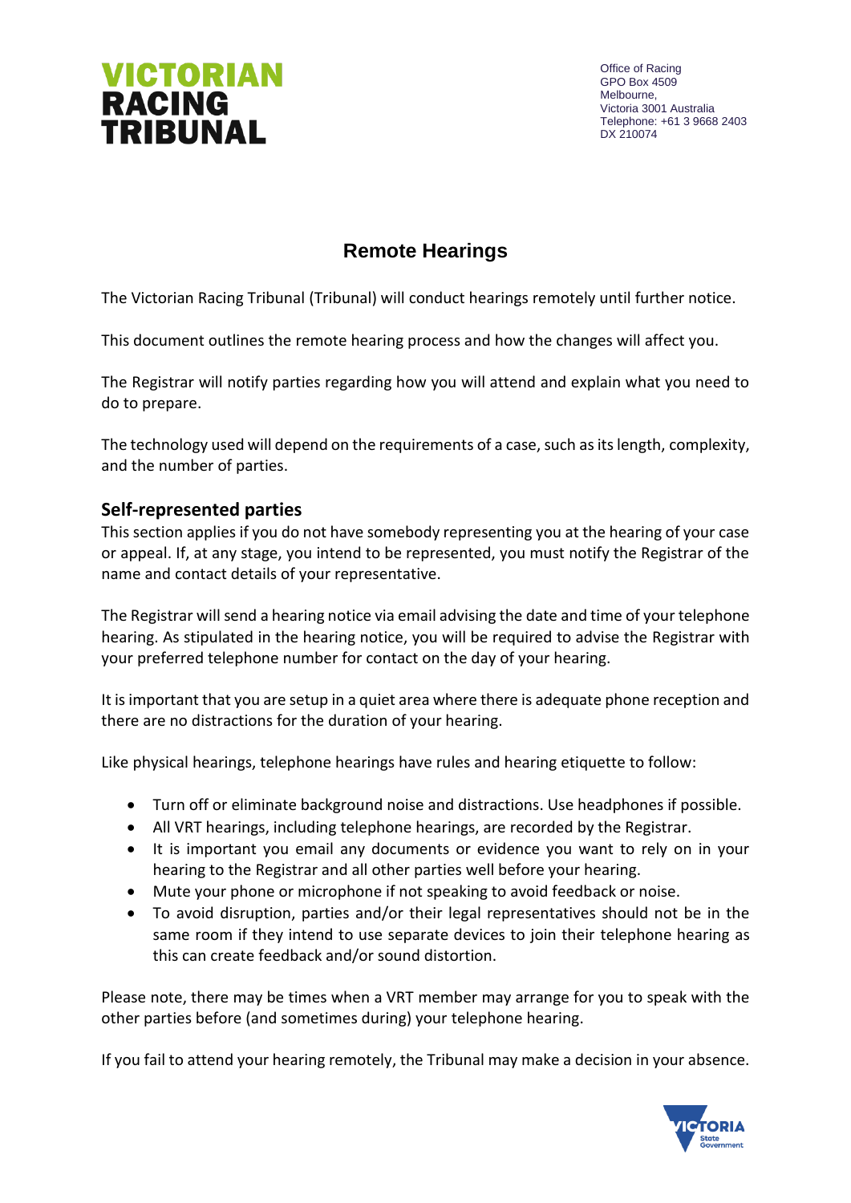**VICTORIAN RACING TRIBUNAL**

Office of Racing
GPO Box 4509
Melbourne,
Victoria 3001 Australia
Telephone: +61 3 9668 2403
DX 210074

# Remote Hearings

The Victorian Racing Tribunal (Tribunal) will conduct hearings remotely until further notice.

This document outlines the remote hearing process and how the changes will affect you.

The Registrar will notify parties regarding how you will attend and explain what you need to do to prepare.

The technology used will depend on the requirements of a case, such as its length, complexity, and the number of parties.

## Self-represented parties

This section applies if you do not have somebody representing you at the hearing of your case or appeal. If, at any stage, you intend to be represented, you must notify the Registrar of the name and contact details of your representative.

The Registrar will send a hearing notice via email advising the date and time of your telephone hearing. As stipulated in the hearing notice, you will be required to advise the Registrar with your preferred telephone number for contact on the day of your hearing.

It is important that you are setup in a quiet area where there is adequate phone reception and there are no distractions for the duration of your hearing.

Like physical hearings, telephone hearings have rules and hearing etiquette to follow:

- Turn off or eliminate background noise and distractions. Use headphones if possible.
- All VRT hearings, including telephone hearings, are recorded by the Registrar.
- It is important you email any documents or evidence you want to rely on in your hearing to the Registrar and all other parties well before your hearing.
- Mute your phone or microphone if not speaking to avoid feedback or noise.
- To avoid disruption, parties and/or their legal representatives should not be in the same room if they intend to use separate devices to join their telephone hearing as this can create feedback and/or sound distortion.

Please note, there may be times when a VRT member may arrange for you to speak with the other parties before (and sometimes during) your telephone hearing.

If you fail to attend your hearing remotely, the Tribunal may make a decision in your absence.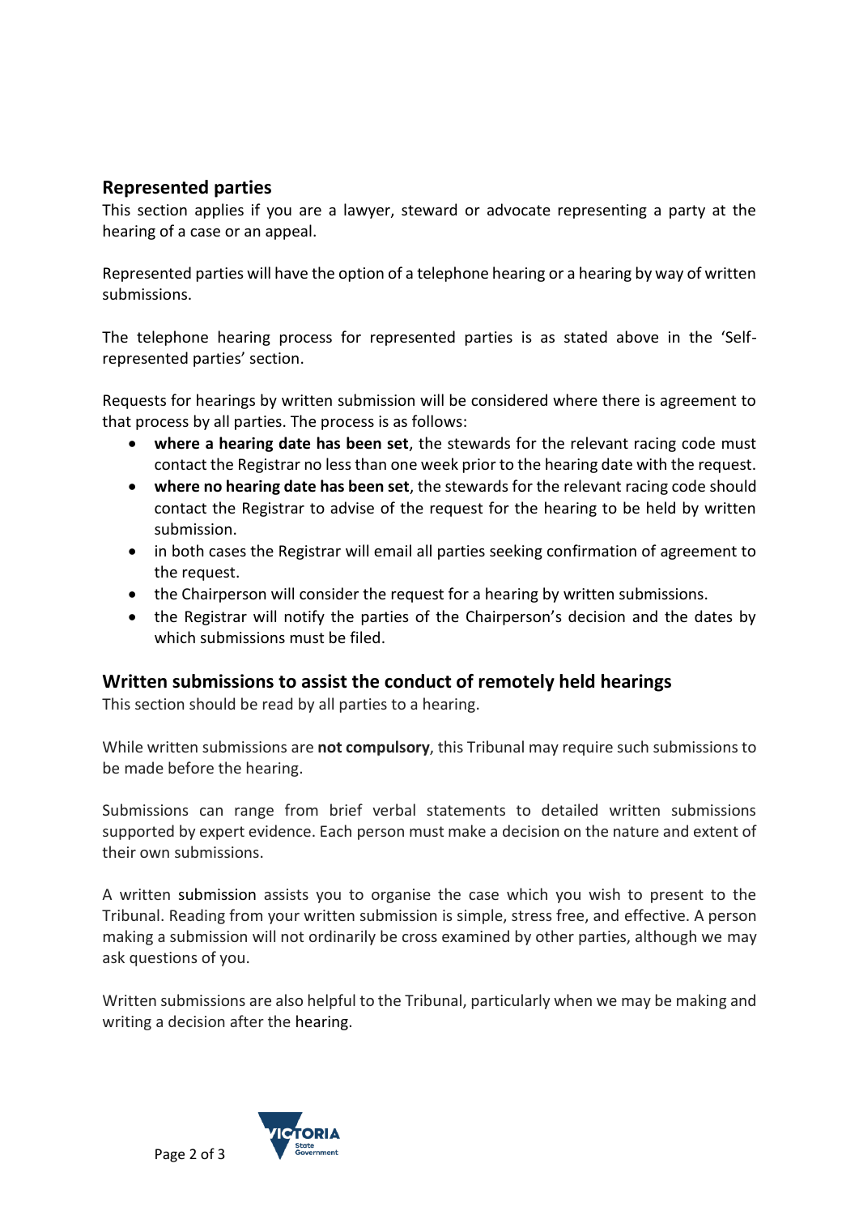## Represented parties

This section applies if you are a lawyer, steward or advocate representing a party at the hearing of a case or an appeal.

Represented parties will have the option of a telephone hearing or a hearing by way of written submissions.

The telephone hearing process for represented parties is as stated above in the 'Self-represented parties' section.

Requests for hearings by written submission will be considered where there is agreement to that process by all parties. The process is as follows:

- **where a hearing date has been set**, the stewards for the relevant racing code must contact the Registrar no less than one week prior to the hearing date with the request.
- **where no hearing date has been set**, the stewards for the relevant racing code should contact the Registrar to advise of the request for the hearing to be held by written submission.
- in both cases the Registrar will email all parties seeking confirmation of agreement to the request.
- the Chairperson will consider the request for a hearing by written submissions.
- the Registrar will notify the parties of the Chairperson's decision and the dates by which submissions must be filed.

## Written submissions to assist the conduct of remotely held hearings

This section should be read by all parties to a hearing.

While written submissions are **not compulsory**, this Tribunal may require such submissions to be made before the hearing.

Submissions can range from brief verbal statements to detailed written submissions supported by expert evidence. Each person must make a decision on the nature and extent of their own submissions.

A written submission assists you to organise the case which you wish to present to the Tribunal. Reading from your written submission is simple, stress free, and effective. A person making a submission will not ordinarily be cross examined by other parties, although we may ask questions of you.

Written submissions are also helpful to the Tribunal, particularly when we may be making and writing a decision after the hearing.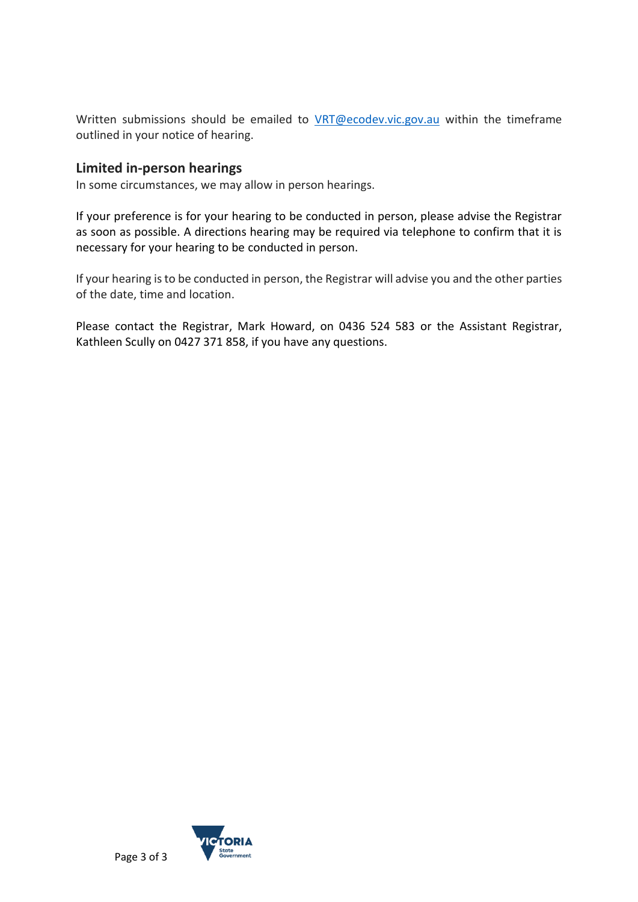Written submissions should be emailed to VRT@ecodev.vic.gov.au within the timeframe outlined in your notice of hearing.

## Limited in-person hearings

In some circumstances, we may allow in person hearings.

If your preference is for your hearing to be conducted in person, please advise the Registrar as soon as possible. A directions hearing may be required via telephone to confirm that it is necessary for your hearing to be conducted in person.

If your hearing is to be conducted in person, the Registrar will advise you and the other parties of the date, time and location.

Please contact the Registrar, Mark Howard, on 0436 524 583 or the Assistant Registrar, Kathleen Scully on 0427 371 858, if you have any questions.